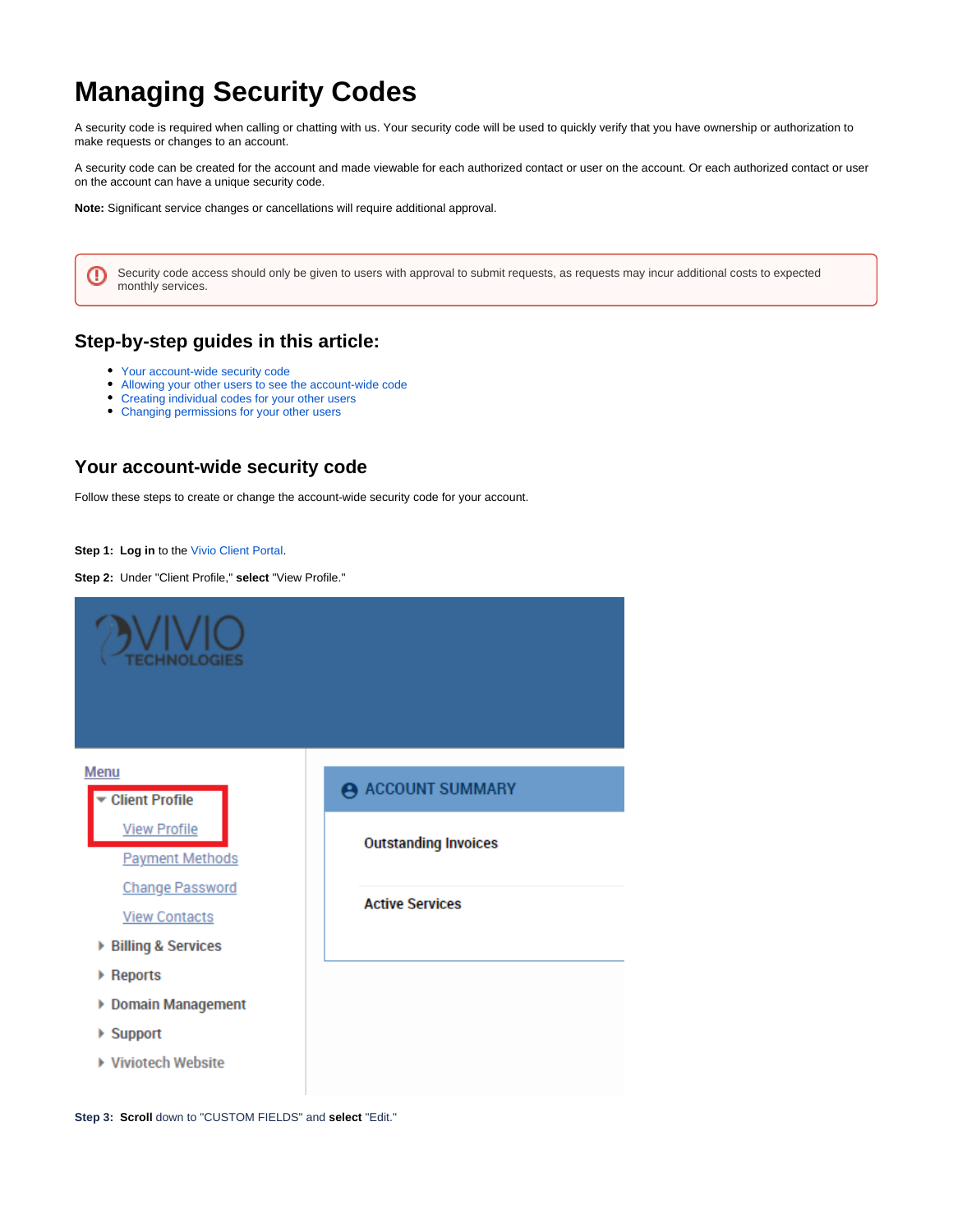# Managing Security Codes

A security code is required when calling or chatting with us. Your security code will be used to quickly verify that you have ownership or authorization to make requests or changes to an account.

A security code can be created for the account and made viewable for each authorized contact or user on the account. Or each authorized contact or user on the account can have a unique security code.

**Note:** Significant service changes or cancellations will require additional approval.

> Security code access should only be given to users with approval to submit requests, as requests may incur additional costs to expected monthly services.

## Step-by-step guides in this article:

- Your account-wide security code
- Allowing your other users to see the account-wide code
- Creating individual codes for your other users
- Changing permissions for your other users

## Your account-wide security code

Follow these steps to create or change the account-wide security code for your account.

**Step 1:** **Log in** to the Vivio Client Portal.

**Step 2:** Under "Client Profile," **select** "View Profile."

**Step 3:** **Scroll** down to "CUSTOM FIELDS" and **select** "Edit."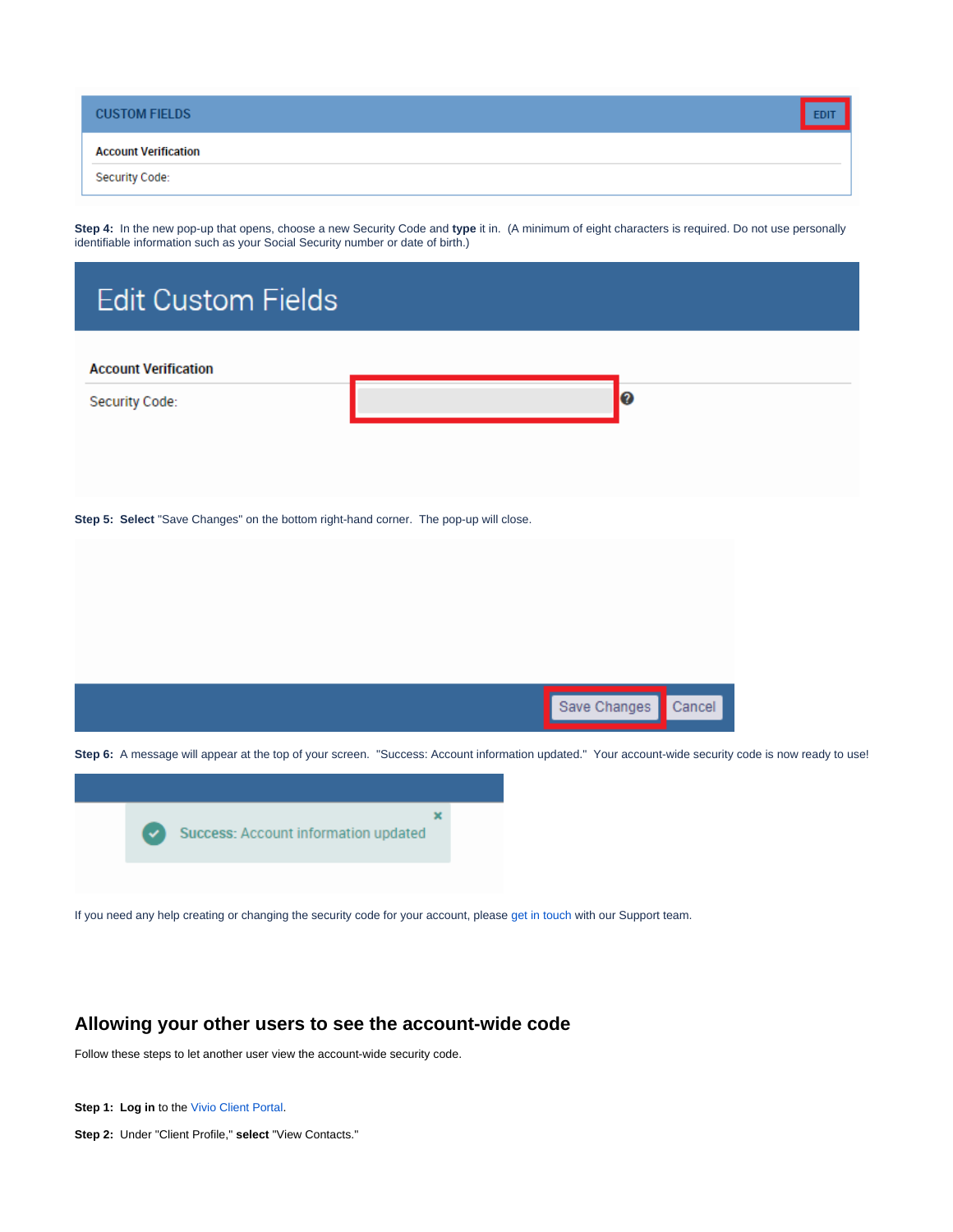**Step 4:** In the new pop-up that opens, choose a new Security Code and **type** it in. (A minimum of eight characters is required. Do not use personally identifiable information such as your Social Security number or date of birth.)

**Step 5:** **Select** "Save Changes" on the bottom right-hand corner. The pop-up will close.

**Step 6:** A message will appear at the top of your screen. "Success: Account information updated." Your account-wide security code is now ready to use!

If you need any help creating or changing the security code for your account, please get in touch with our Support team.

## Allowing your other users to see the account-wide code

Follow these steps to let another user view the account-wide security code.

**Step 1:** **Log in** to the Vivio Client Portal.

**Step 2:** Under "Client Profile," **select** "View Contacts."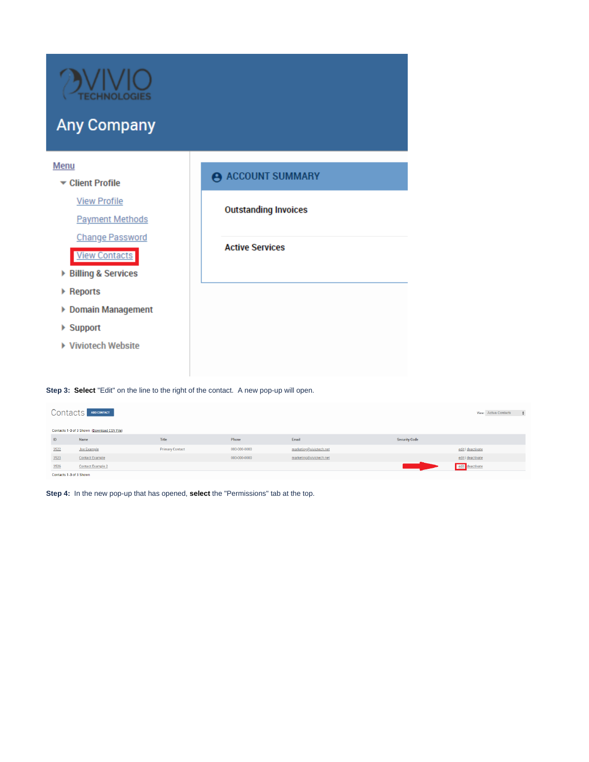**Step 3: Select** "Edit" on the line to the right of the contact. A new pop-up will open.

**Step 4:** In the new pop-up that has opened, **select** the "Permissions" tab at the top.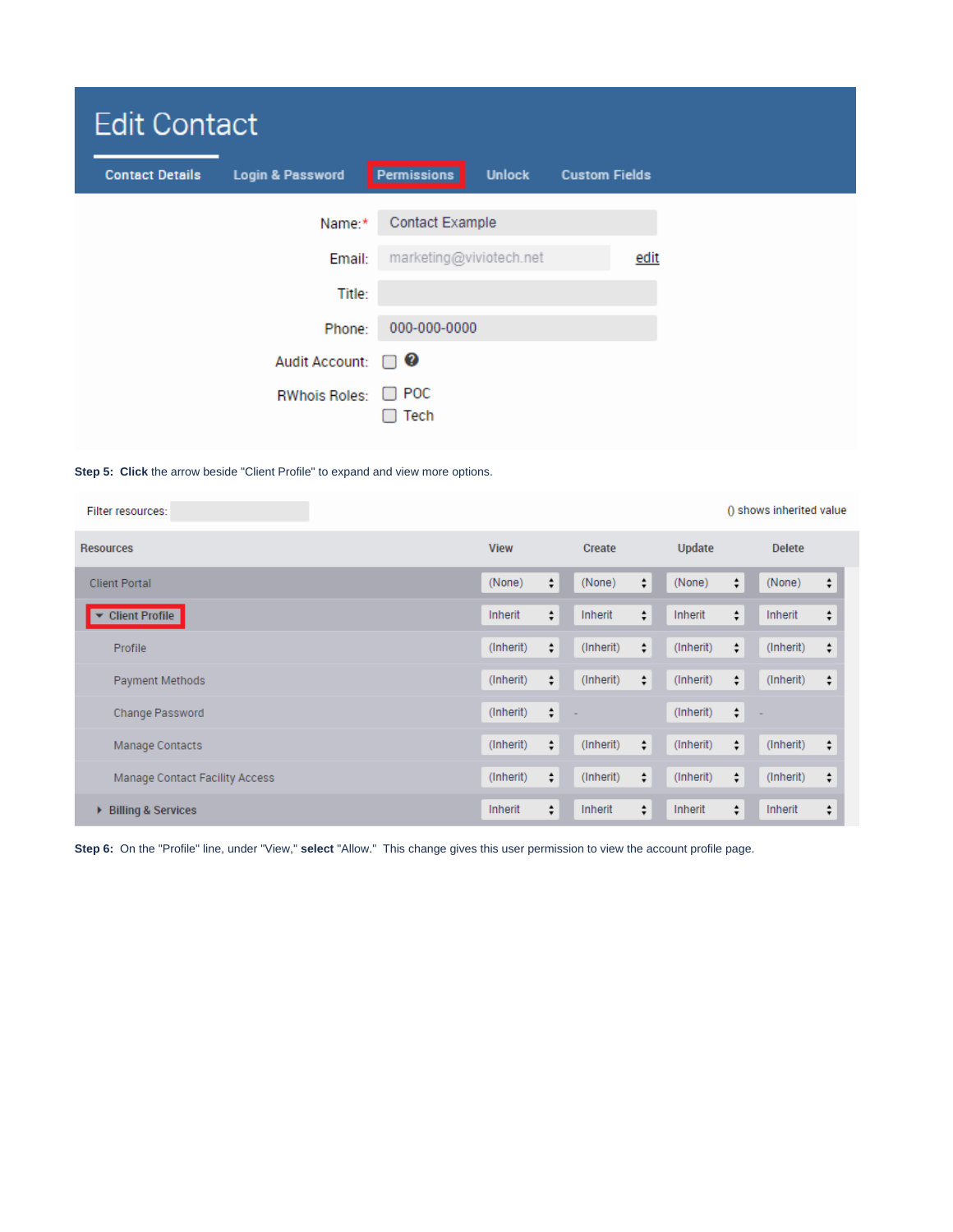# Edit Contact

Contact Details | Login & Password | **Permissions** | Unlock | Custom Fields

Name:* Contact Example

Email: marketing@viviotech.net edit

Title:

Phone: 000-000-0000

Audit Account: ☐

RWhois Roles: ☐ POC ☐ Tech

**Step 5:** **Click** the arrow beside "Client Profile" to expand and view more options.

Filter resources: () shows inherited value

| Resources | View | Create | Update | Delete |
|---|---|---|---|---|
| Client Portal | (None) | (None) | (None) | (None) |
| ▼ Client Profile | Inherit | Inherit | Inherit | Inherit |
| Profile | (Inherit) | (Inherit) | (Inherit) | (Inherit) |
| Payment Methods | (Inherit) | (Inherit) | (Inherit) | (Inherit) |
| Change Password | (Inherit) | - | (Inherit) | - |
| Manage Contacts | (Inherit) | (Inherit) | (Inherit) | (Inherit) |
| Manage Contact Facility Access | (Inherit) | (Inherit) | (Inherit) | (Inherit) |
| ▸ Billing & Services | Inherit | Inherit | Inherit | Inherit |

**Step 6:** On the "Profile" line, under "View," **select** "Allow." This change gives this user permission to view the account profile page.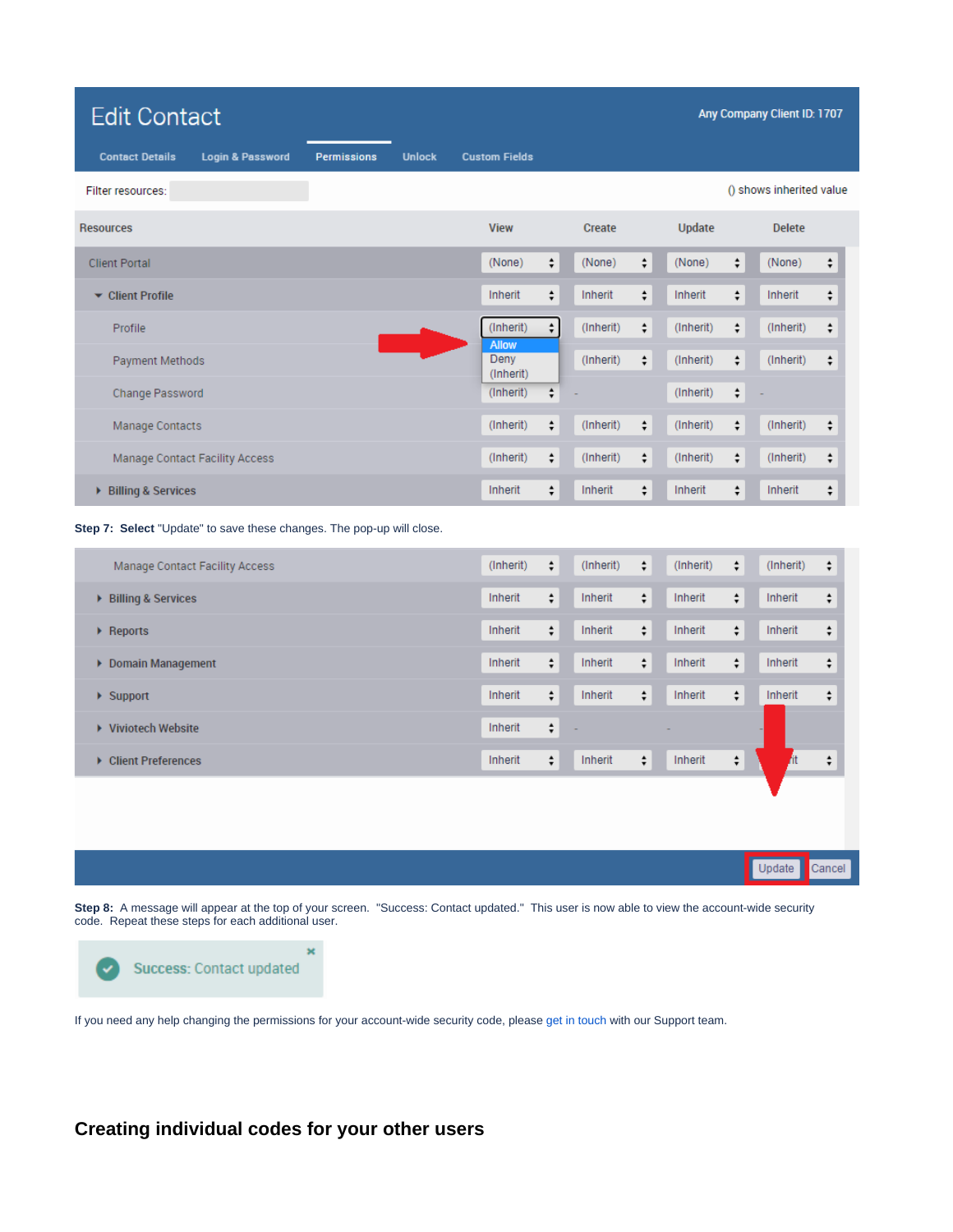**Step 7: Select** "Update" to save these changes. The pop-up will close.

**Step 8:** A message will appear at the top of your screen. "Success: Contact updated." This user is now able to view the account-wide security code. Repeat these steps for each additional user.

If you need any help changing the permissions for your account-wide security code, please get in touch with our Support team.

## Creating individual codes for your other users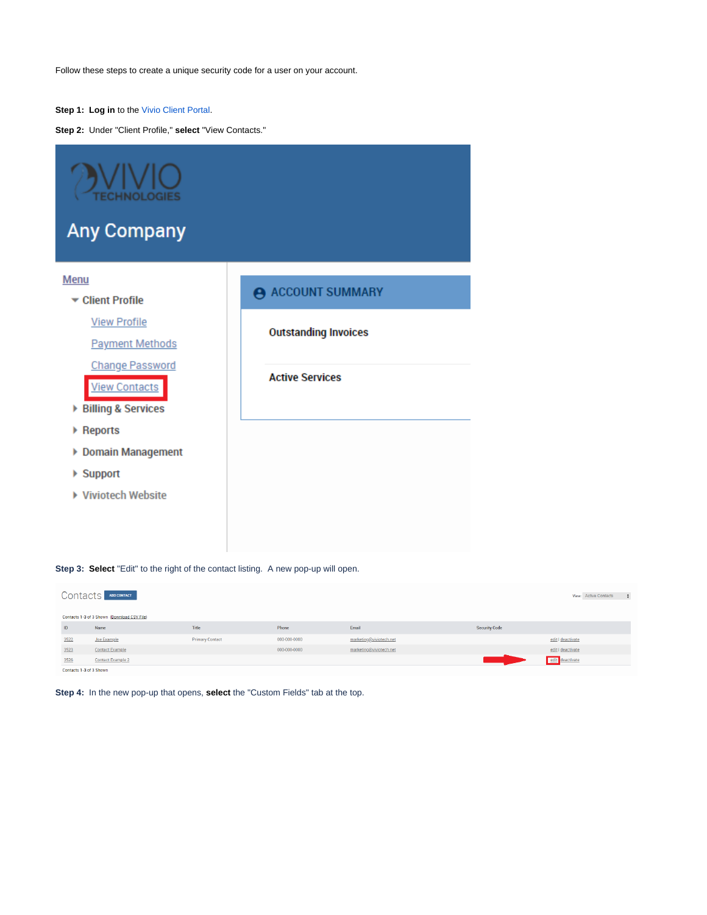Follow these steps to create a unique security code for a user on your account.

**Step 1:** **Log in** to the Vivio Client Portal.

**Step 2:** Under "Client Profile," **select** "View Contacts."

**Step 3:** **Select** "Edit" to the right of the contact listing. A new pop-up will open.

**Step 4:** In the new pop-up that opens, **select** the "Custom Fields" tab at the top.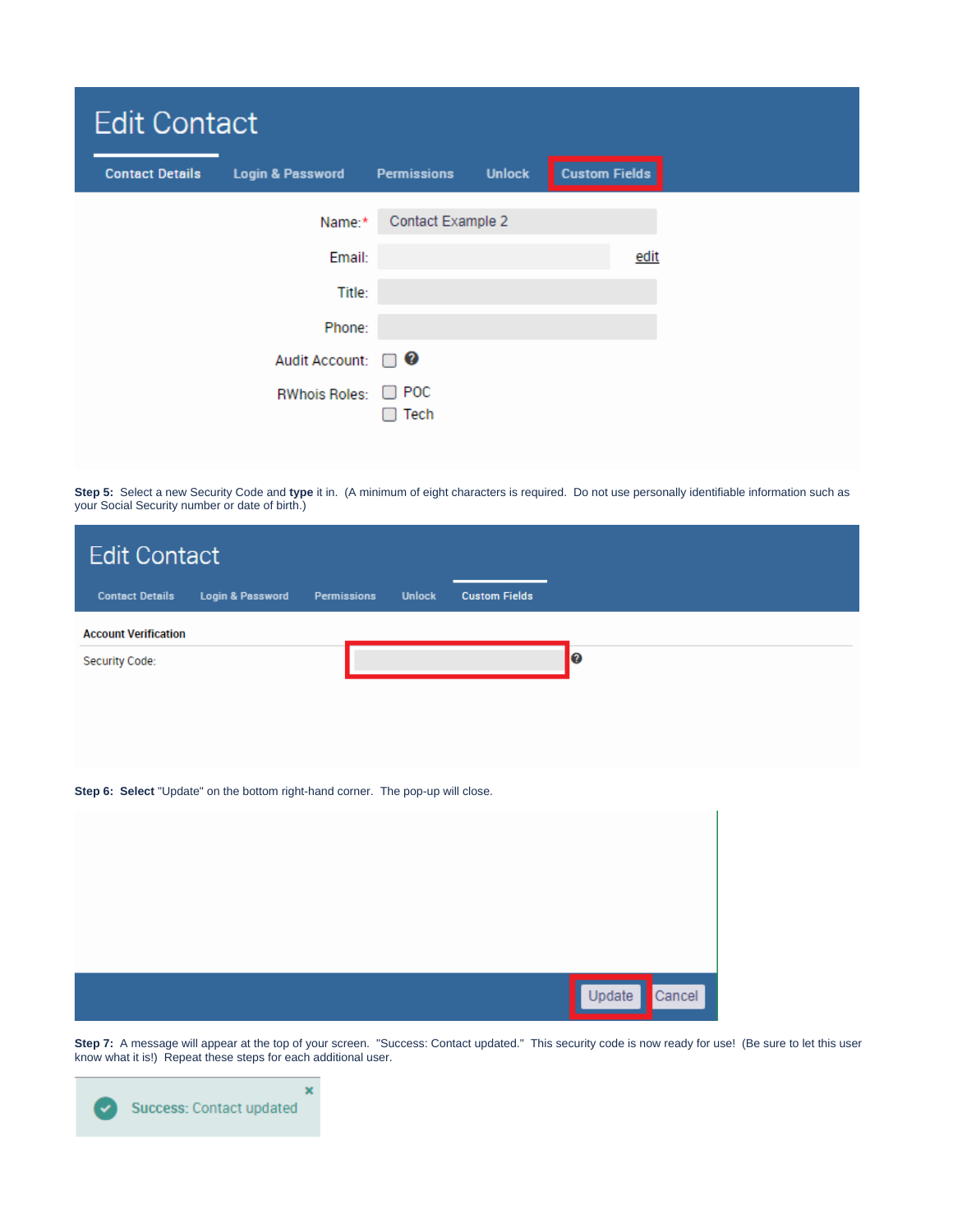Edit Contact

Contact Details | Login & Password | Permissions | Unlock | Custom Fields

Name:* Contact Example 2

Email: edit

Title:

Phone:

Audit Account:

RWhois Roles: POC Tech

**Step 5:** Select a new Security Code and **type** it in. (A minimum of eight characters is required. Do not use personally identifiable information such as your Social Security number or date of birth.)

Edit Contact

Contact Details | Login & Password | Permissions | Unlock | Custom Fields

**Account Verification**

Security Code:

**Step 6:** **Select** "Update" on the bottom right-hand corner. The pop-up will close.

Update Cancel

**Step 7:** A message will appear at the top of your screen. "Success: Contact updated." This security code is now ready for use! (Be sure to let this user know what it is!) Repeat these steps for each additional user.

Success: Contact updated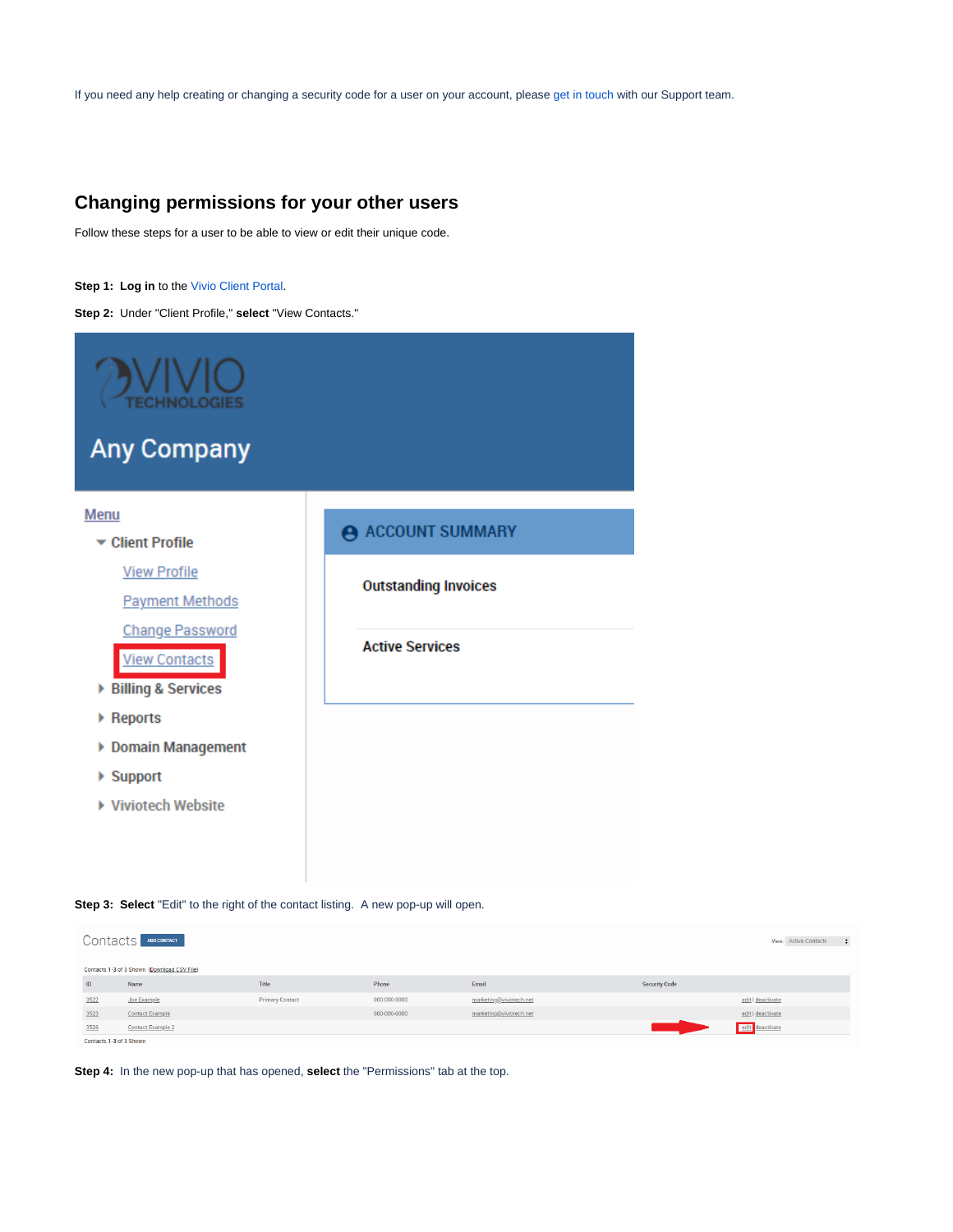If you need any help creating or changing a security code for a user on your account, please get in touch with our Support team.

## Changing permissions for your other users

Follow these steps for a user to be able to view or edit their unique code.

**Step 1: Log in** to the Vivio Client Portal.

**Step 2:** Under "Client Profile," **select** "View Contacts."

**Step 3: Select** "Edit" to the right of the contact listing. A new pop-up will open.

**Step 4:** In the new pop-up that has opened, **select** the "Permissions" tab at the top.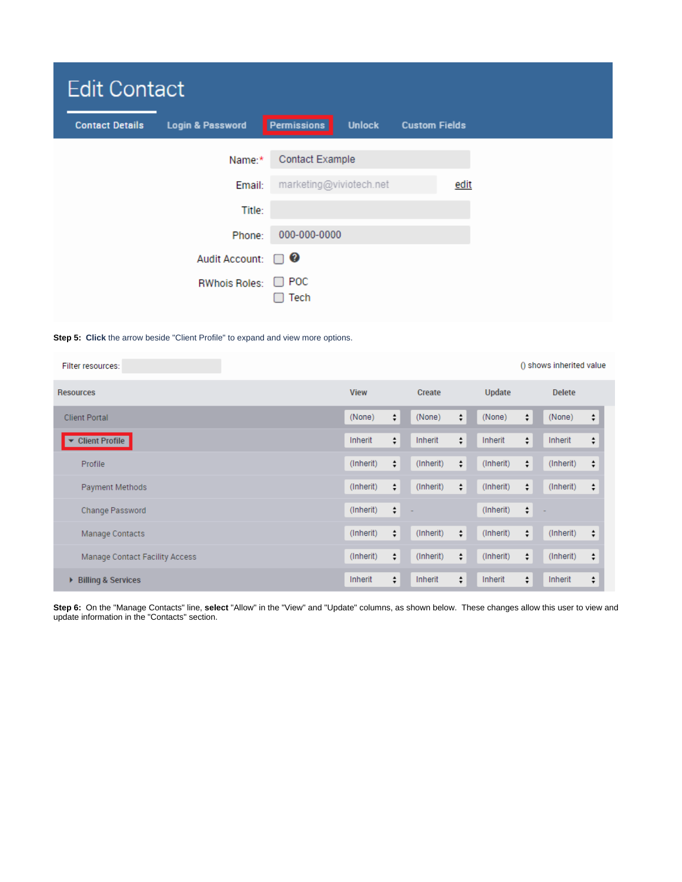# Edit Contact

Contact Details | Login & Password | Permissions | Unlock | Custom Fields

Name:* Contact Example

Email: marketing@viviotech.net edit

Title:

Phone: 000-000-0000

Audit Account:

RWhois Roles: POC, Tech

**Step 5: Click** the arrow beside "Client Profile" to expand and view more options.

Filter resources: () shows inherited value

| Resources | View | Create | Update | Delete |
|---|---|---|---|---|
| Client Portal | (None) | (None) | (None) | (None) |
| Client Profile | Inherit | Inherit | Inherit | Inherit |
| Profile | (Inherit) | (Inherit) | (Inherit) | (Inherit) |
| Payment Methods | (Inherit) | (Inherit) | (Inherit) | (Inherit) |
| Change Password | (Inherit) | - | (Inherit) | - |
| Manage Contacts | (Inherit) | (Inherit) | (Inherit) | (Inherit) |
| Manage Contact Facility Access | (Inherit) | (Inherit) | (Inherit) | (Inherit) |
| Billing & Services | Inherit | Inherit | Inherit | Inherit |

**Step 6:** On the "Manage Contacts" line, **select** "Allow" in the "View" and "Update" columns, as shown below. These changes allow this user to view and update information in the "Contacts" section.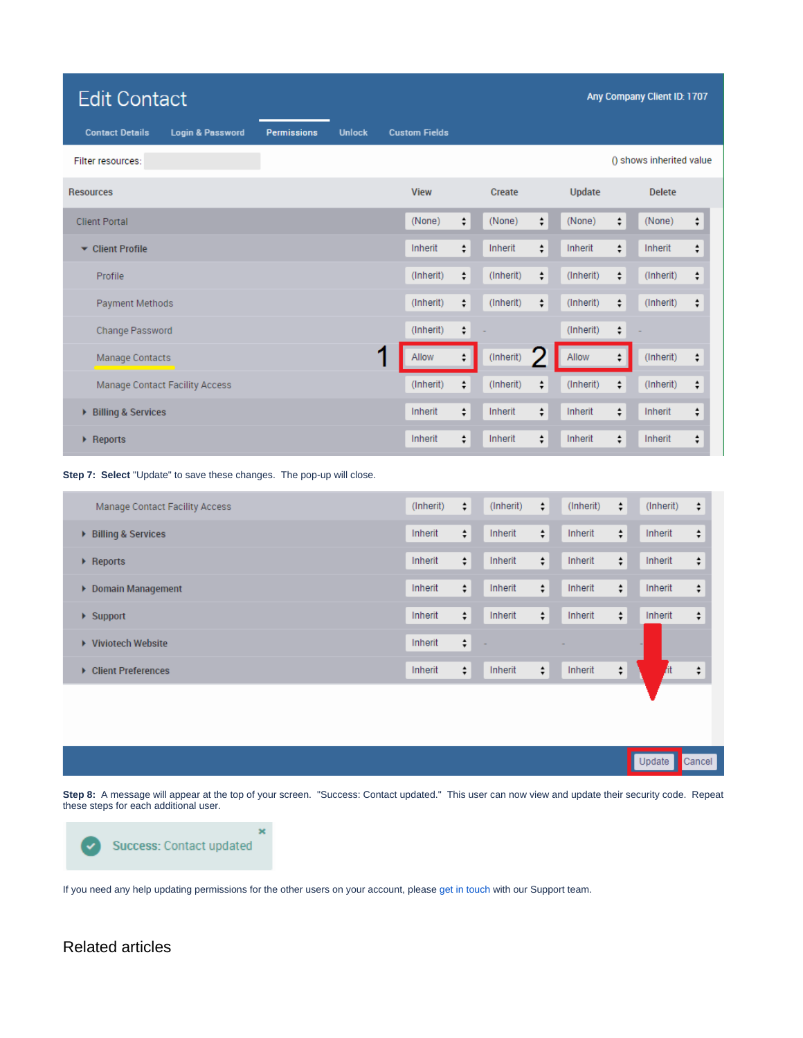| Resources | View | Create | Update | Delete |
|---|---|---|---|---|
| Client Portal | (None) | (None) | (None) | (None) |
| Client Profile | Inherit | Inherit | Inherit | Inherit |
| Profile | (Inherit) | (Inherit) | (Inherit) | (Inherit) |
| Payment Methods | (Inherit) | (Inherit) | (Inherit) | (Inherit) |
| Change Password | (Inherit) | - | (Inherit) | - |
| Manage Contacts | Allow | (Inherit) | Allow | (Inherit) |
| Manage Contact Facility Access | (Inherit) | (Inherit) | (Inherit) | (Inherit) |
| Billing & Services | Inherit | Inherit | Inherit | Inherit |
| Reports | Inherit | Inherit | Inherit | Inherit |

**Step 7:** **Select** "Update" to save these changes. The pop-up will close.

| Resources | View | Create | Update | Delete |
|---|---|---|---|---|
| Manage Contact Facility Access | (Inherit) | (Inherit) | (Inherit) | (Inherit) |
| Billing & Services | Inherit | Inherit | Inherit | Inherit |
| Reports | Inherit | Inherit | Inherit | Inherit |
| Domain Management | Inherit | Inherit | Inherit | Inherit |
| Support | Inherit | Inherit | Inherit | Inherit |
| Viviotech Website | Inherit | - | - | |
| Client Preferences | Inherit | Inherit | Inherit | Inherit |

**Step 8:** A message will appear at the top of your screen. "Success: Contact updated." This user can now view and update their security code. Repeat these steps for each additional user.

If you need any help updating permissions for the other users on your account, please get in touch with our Support team.

## Related articles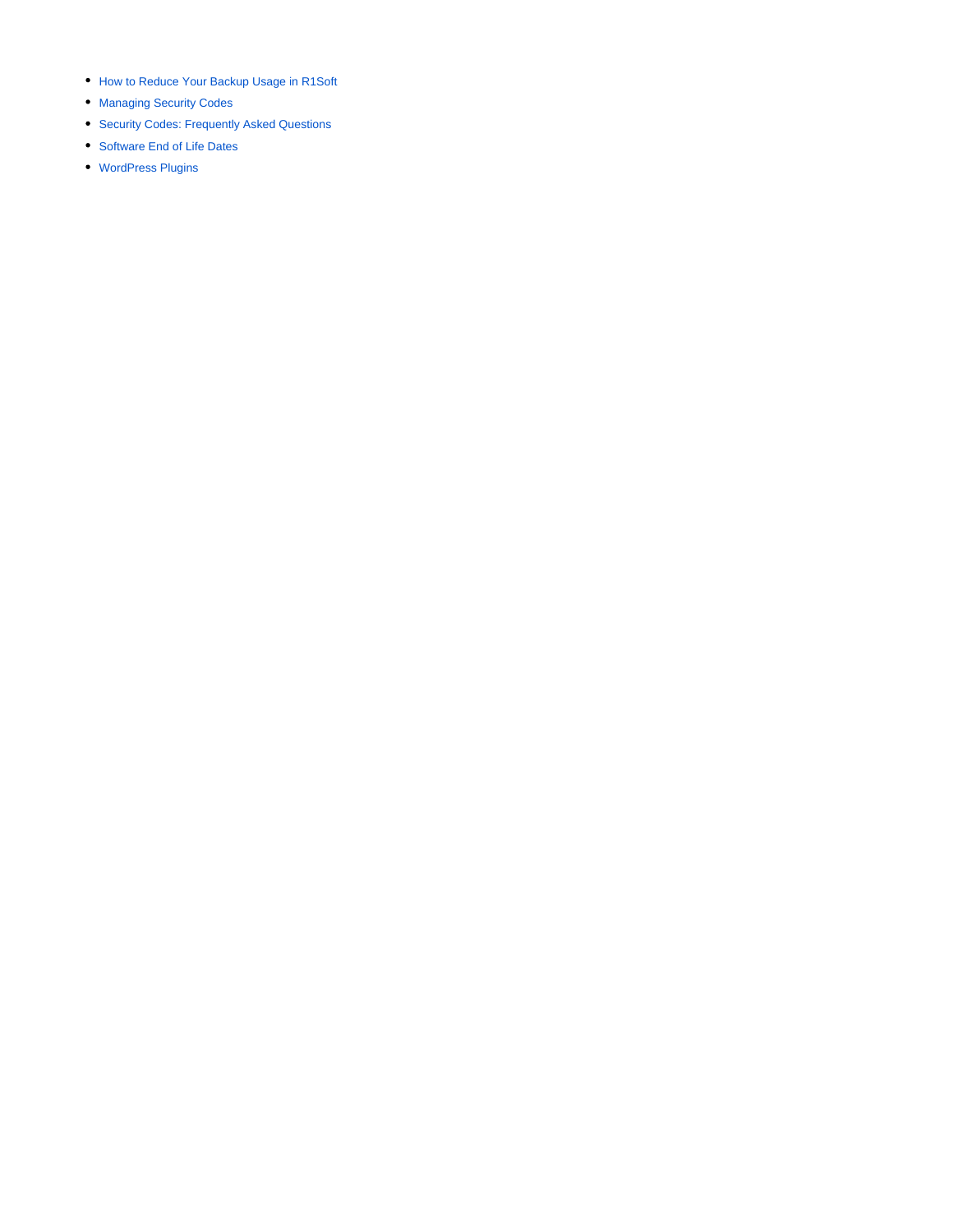- How to Reduce Your Backup Usage in R1Soft
- Managing Security Codes
- Security Codes: Frequently Asked Questions
- Software End of Life Dates
- WordPress Plugins